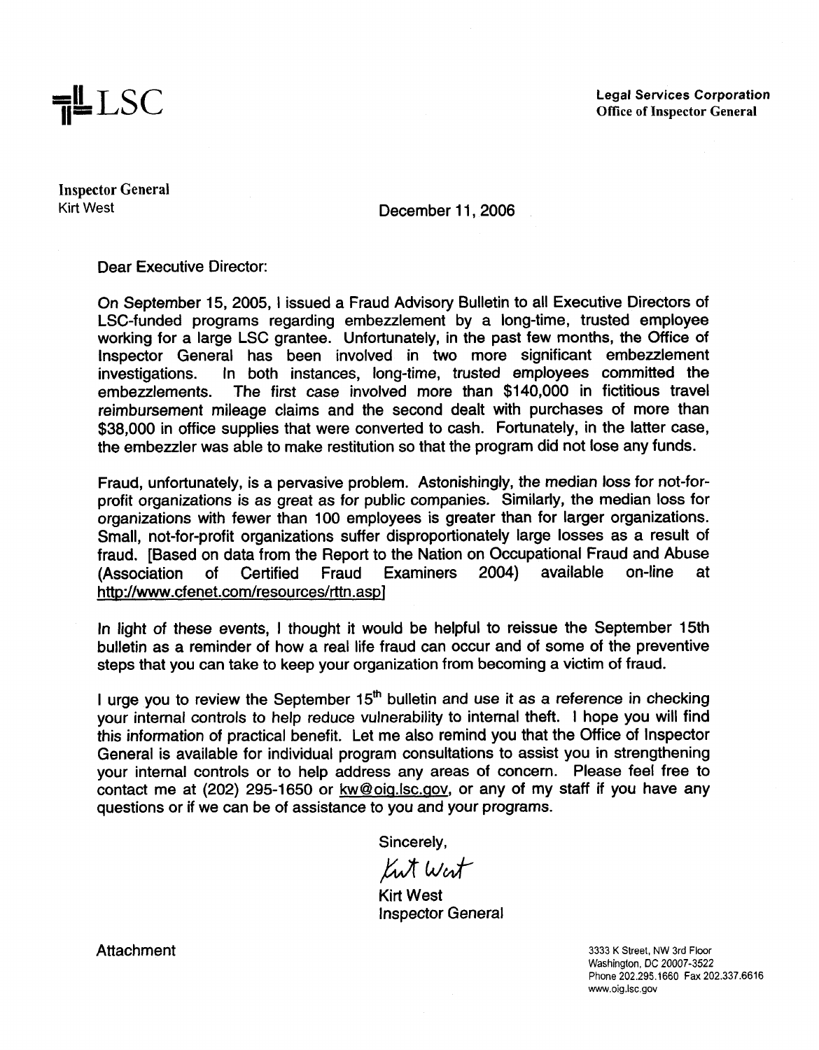LSC

**Legal Services Corporation**
**Office of Inspector General**

**Inspector General**
Kirt West

December 11, 2006

Dear Executive Director:

On September 15, 2005, I issued a Fraud Advisory Bulletin to all Executive Directors of LSC-funded programs regarding embezzlement by a long-time, trusted employee working for a large LSC grantee. Unfortunately, in the past few months, the Office of Inspector General has been involved in two more significant embezzlement investigations. In both instances, long-time, trusted employees committed the embezzlements. The first case involved more than $140,000 in fictitious travel reimbursement mileage claims and the second dealt with purchases of more than $38,000 in office supplies that were converted to cash. Fortunately, in the latter case, the embezzler was able to make restitution so that the program did not lose any funds.

Fraud, unfortunately, is a pervasive problem. Astonishingly, the median loss for not-for-profit organizations is as great as for public companies. Similarly, the median loss for organizations with fewer than 100 employees is greater than for larger organizations. Small, not-for-profit organizations suffer disproportionately large losses as a result of fraud. [Based on data from the Report to the Nation on Occupational Fraud and Abuse (Association of Certified Fraud Examiners 2004) available on-line at http://www.cfenet.com/resources/rttn.asp]

In light of these events, I thought it would be helpful to reissue the September 15th bulletin as a reminder of how a real life fraud can occur and of some of the preventive steps that you can take to keep your organization from becoming a victim of fraud.

I urge you to review the September 15th bulletin and use it as a reference in checking your internal controls to help reduce vulnerability to internal theft. I hope you will find this information of practical benefit. Let me also remind you that the Office of Inspector General is available for individual program consultations to assist you in strengthening your internal controls or to help address any areas of concern. Please feel free to contact me at (202) 295-1650 or kw@oig.lsc.gov, or any of my staff if you have any questions or if we can be of assistance to you and your programs.

Sincerely,

Kirt West

Kirt West
Inspector General

Attachment

3333 K Street, NW 3rd Floor
Washington, DC 20007-3522
Phone 202.295.1660 Fax 202.337.6616
www.oig.lsc.gov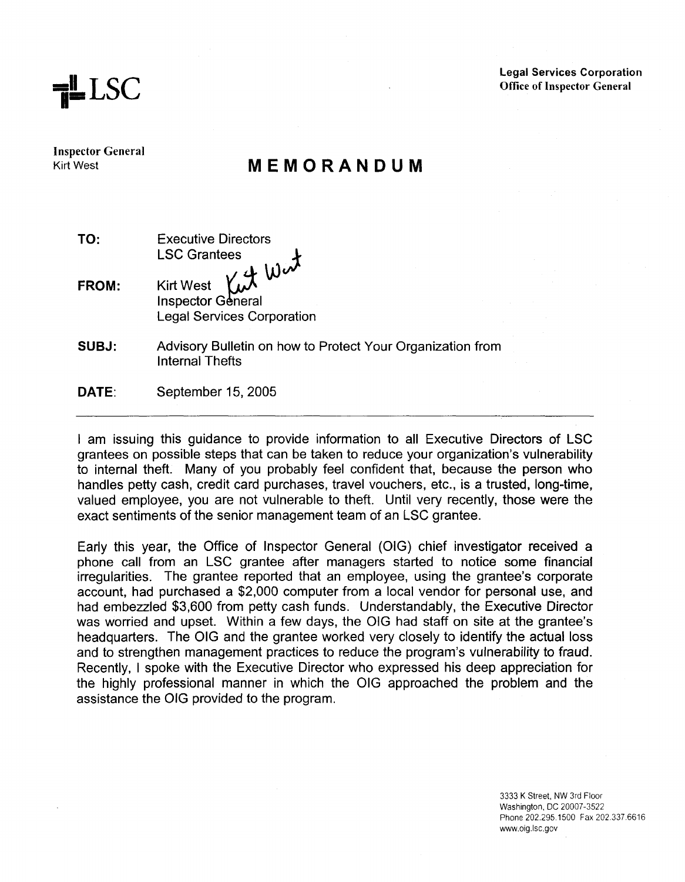**Legal Services Corporation**
**Office of Inspector General**

LSC

**Inspector General**
Kirt West

# MEMORANDUM

**TO:** Executive Directors
LSC Grantees

**FROM:** Kirt West
Inspector General
Legal Services Corporation

**SUBJ:** Advisory Bulletin on how to Protect Your Organization from Internal Thefts

**DATE:** September 15, 2005

---

I am issuing this guidance to provide information to all Executive Directors of LSC grantees on possible steps that can be taken to reduce your organization's vulnerability to internal theft. Many of you probably feel confident that, because the person who handles petty cash, credit card purchases, travel vouchers, etc., is a trusted, long-time, valued employee, you are not vulnerable to theft. Until very recently, those were the exact sentiments of the senior management team of an LSC grantee.

Early this year, the Office of Inspector General (OIG) chief investigator received a phone call from an LSC grantee after managers started to notice some financial irregularities. The grantee reported that an employee, using the grantee's corporate account, had purchased a $2,000 computer from a local vendor for personal use, and had embezzled $3,600 from petty cash funds. Understandably, the Executive Director was worried and upset. Within a few days, the OIG had staff on site at the grantee's headquarters. The OIG and the grantee worked very closely to identify the actual loss and to strengthen management practices to reduce the program's vulnerability to fraud. Recently, I spoke with the Executive Director who expressed his deep appreciation for the highly professional manner in which the OIG approached the problem and the assistance the OIG provided to the program.

3333 K Street, NW 3rd Floor
Washington, DC 20007-3522
Phone 202.295.1500 Fax 202.337.6616
www.oig.lsc.gov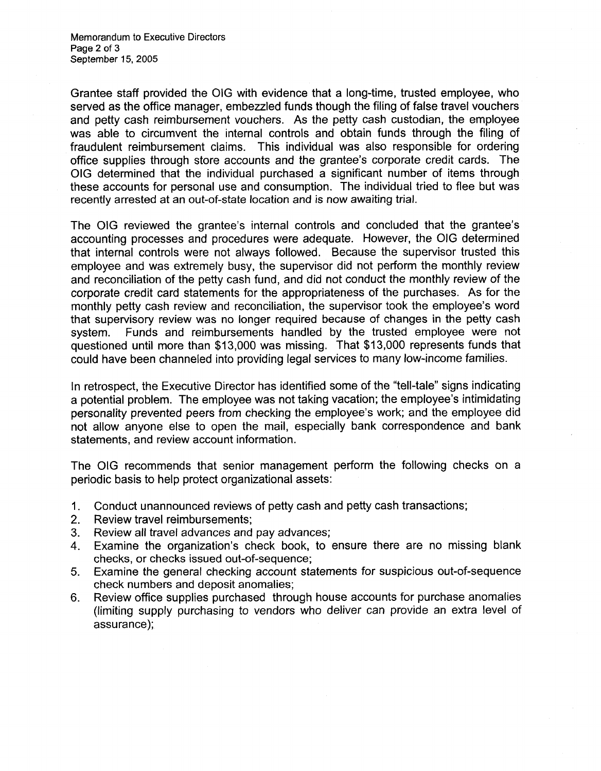Grantee staff provided the OIG with evidence that a long-time, trusted employee, who served as the office manager, embezzled funds though the filing of false travel vouchers and petty cash reimbursement vouchers. As the petty cash custodian, the employee was able to circumvent the internal controls and obtain funds through the filing of fraudulent reimbursement claims. This individual was also responsible for ordering office supplies through store accounts and the grantee's corporate credit cards. The OIG determined that the individual purchased a significant number of items through these accounts for personal use and consumption. The individual tried to flee but was recently arrested at an out-of-state location and is now awaiting trial.

The OIG reviewed the grantee's internal controls and concluded that the grantee's accounting processes and procedures were adequate. However, the OIG determined that internal controls were not always followed. Because the supervisor trusted this employee and was extremely busy, the supervisor did not perform the monthly review and reconciliation of the petty cash fund, and did not conduct the monthly review of the corporate credit card statements for the appropriateness of the purchases. As for the monthly petty cash review and reconciliation, the supervisor took the employee's word that supervisory review was no longer required because of changes in the petty cash system. Funds and reimbursements handled by the trusted employee were not questioned until more than $13,000 was missing. That $13,000 represents funds that could have been channeled into providing legal services to many low-income families.

In retrospect, the Executive Director has identified some of the "tell-tale" signs indicating a potential problem. The employee was not taking vacation; the employee's intimidating personality prevented peers from checking the employee's work; and the employee did not allow anyone else to open the mail, especially bank correspondence and bank statements, and review account information.

The OIG recommends that senior management perform the following checks on a periodic basis to help protect organizational assets:

1. Conduct unannounced reviews of petty cash and petty cash transactions;
2. Review travel reimbursements;
3. Review all travel advances and pay advances;
4. Examine the organization's check book, to ensure there are no missing blank checks, or checks issued out-of-sequence;
5. Examine the general checking account statements for suspicious out-of-sequence check numbers and deposit anomalies;
6. Review office supplies purchased through house accounts for purchase anomalies (limiting supply purchasing to vendors who deliver can provide an extra level of assurance);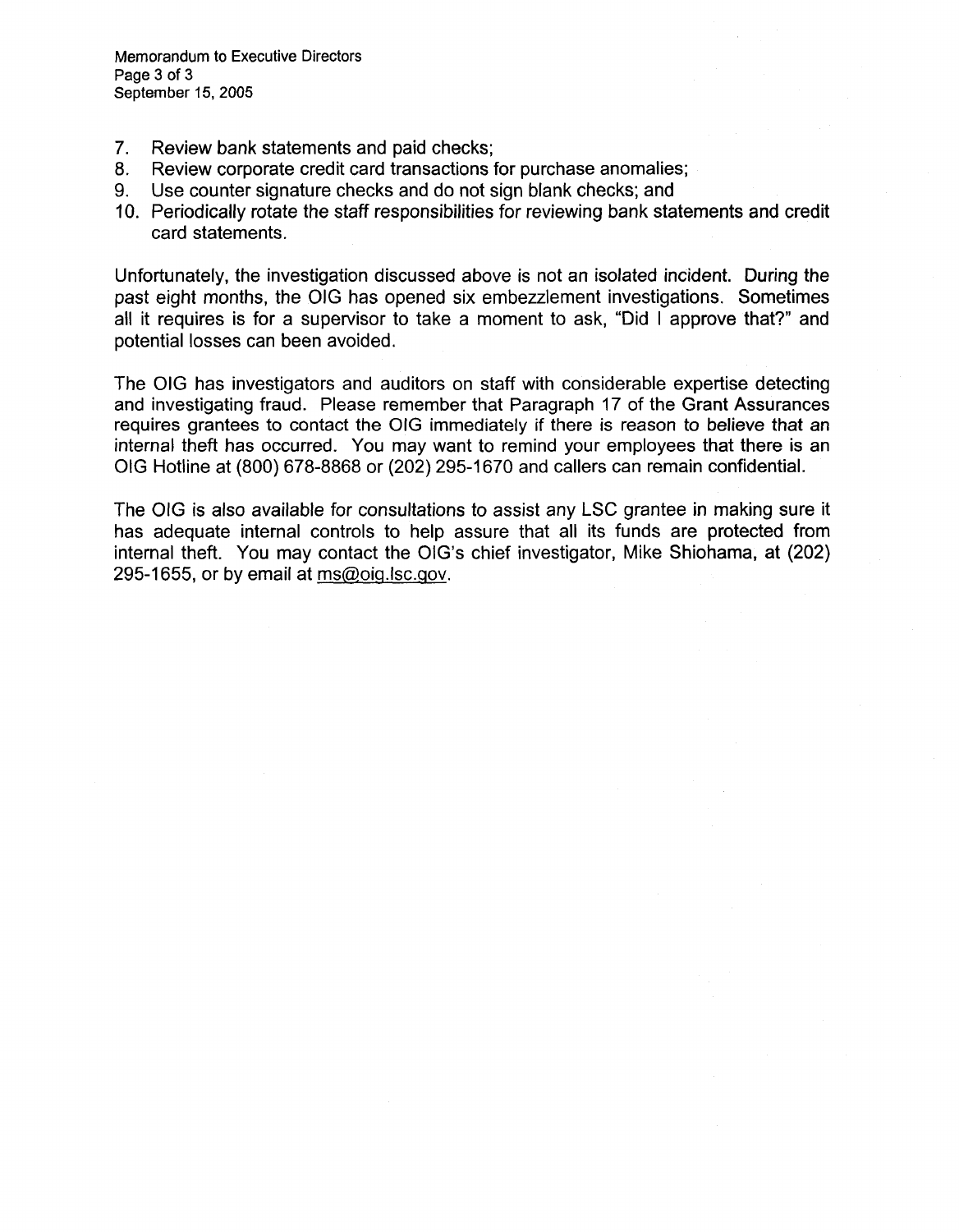7. Review bank statements and paid checks;
8. Review corporate credit card transactions for purchase anomalies;
9. Use counter signature checks and do not sign blank checks; and
10. Periodically rotate the staff responsibilities for reviewing bank statements and credit card statements.

Unfortunately, the investigation discussed above is not an isolated incident. During the past eight months, the OIG has opened six embezzlement investigations. Sometimes all it requires is for a supervisor to take a moment to ask, "Did I approve that?" and potential losses can been avoided.

The OIG has investigators and auditors on staff with considerable expertise detecting and investigating fraud. Please remember that Paragraph 17 of the Grant Assurances requires grantees to contact the OIG immediately if there is reason to believe that an internal theft has occurred. You may want to remind your employees that there is an OIG Hotline at (800) 678-8868 or (202) 295-1670 and callers can remain confidential.

The OIG is also available for consultations to assist any LSC grantee in making sure it has adequate internal controls to help assure that all its funds are protected from internal theft. You may contact the OIG's chief investigator, Mike Shiohama, at (202) 295-1655, or by email at ms@oig.lsc.gov.